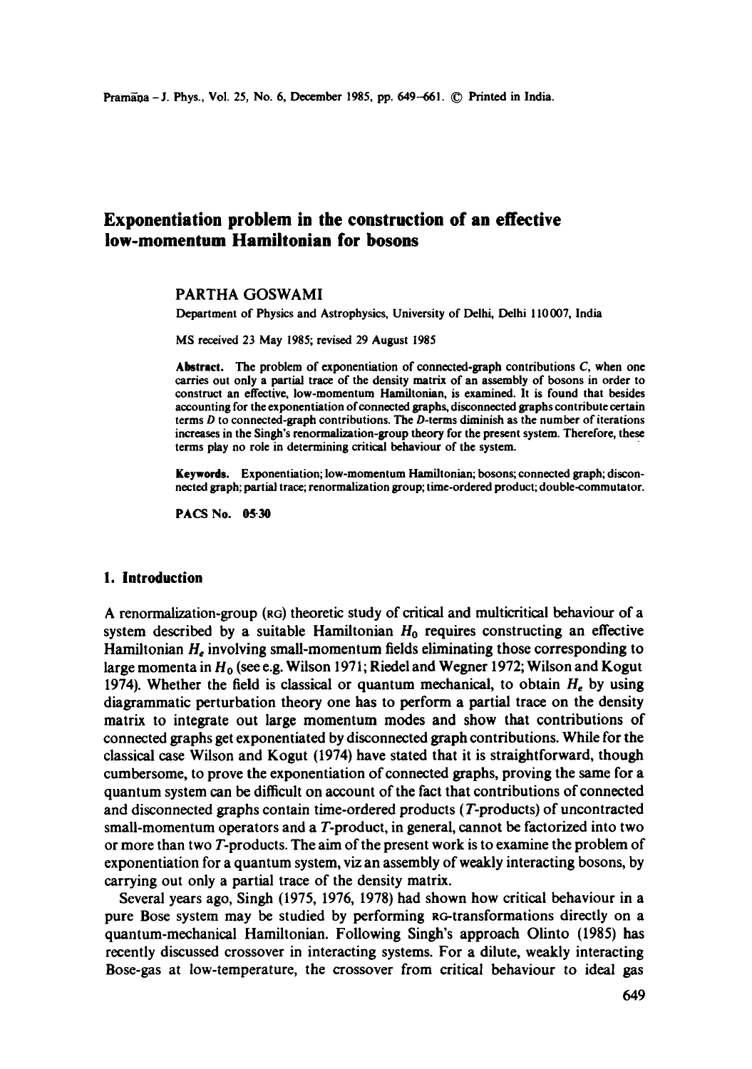# Exponentiation problem in the construction of an effective low-momentum Hamiltonian for bosons

PARTHA GOSWAMI

Department of Physics and Astrophysics, University of Delhi, Delhi 110 007, India

MS received 23 May 1985; revised 29 August 1985

**Abstract.** The problem of exponentiation of connected-graph contributions $C$, when one carries out only a partial trace of the density matrix of an assembly of bosons in order to construct an effective, low-momentum Hamiltonian, is examined. It is found that besides accounting for the exponentiation of connected graphs, disconnected graphs contribute certain terms $D$ to connected-graph contributions. The $D$-terms diminish as the number of iterations increases in the Singh's renormalization-group theory for the present system. Therefore, these terms play no role in determining critical behaviour of the system.

**Keywords.** Exponentiation; low-momentum Hamiltonian; bosons; connected graph; disconnected graph; partial trace; renormalization group; time-ordered product; double-commutator.

**PACS No.** 05·30

## 1. Introduction

A renormalization-group (RG) theoretic study of critical and multicritical behaviour of a system described by a suitable Hamiltonian $H_0$ requires constructing an effective Hamiltonian $H_e$ involving small-momentum fields eliminating those corresponding to large momenta in $H_0$ (see e.g. Wilson 1971; Riedel and Wegner 1972; Wilson and Kogut 1974). Whether the field is classical or quantum mechanical, to obtain $H_e$ by using diagrammatic perturbation theory one has to perform a partial trace on the density matrix to integrate out large momentum modes and show that contributions of connected graphs get exponentiated by disconnected graph contributions. While for the classical case Wilson and Kogut (1974) have stated that it is straightforward, though cumbersome, to prove the exponentiation of connected graphs, proving the same for a quantum system can be difficult on account of the fact that contributions of connected and disconnected graphs contain time-ordered products ($T$-products) of uncontracted small-momentum operators and a $T$-product, in general, cannot be factorized into two or more than two $T$-products. The aim of the present work is to examine the problem of exponentiation for a quantum system, viz an assembly of weakly interacting bosons, by carrying out only a partial trace of the density matrix.

Several years ago, Singh (1975, 1976, 1978) had shown how critical behaviour in a pure Bose system may be studied by performing RG-transformations directly on a quantum-mechanical Hamiltonian. Following Singh's approach Olinto (1985) has recently discussed crossover in interacting systems. For a dilute, weakly interacting Bose-gas at low-temperature, the crossover from critical behaviour to ideal gas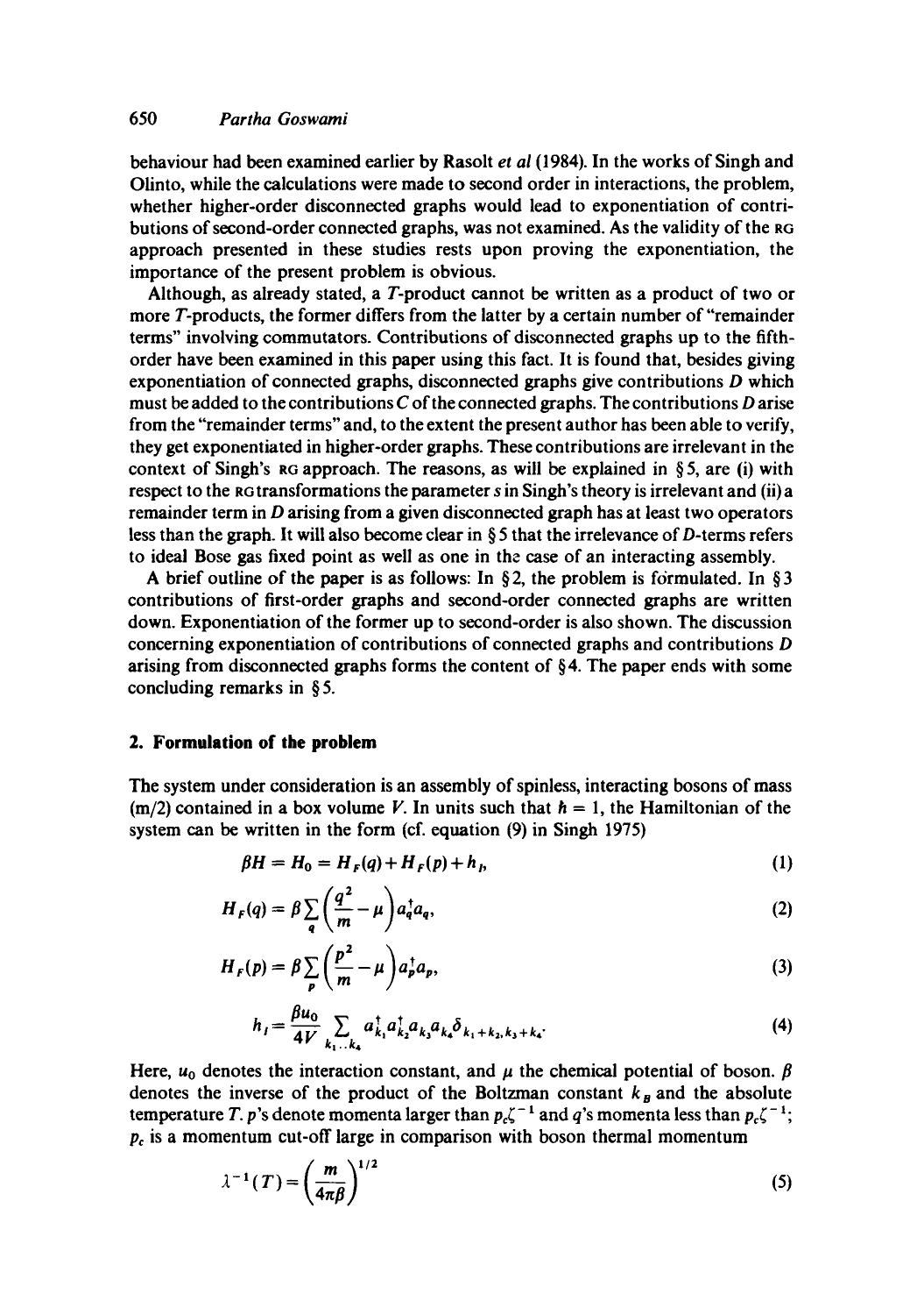behaviour had been examined earlier by Rasolt *et al* (1984). In the works of Singh and Olinto, while the calculations were made to second order in interactions, the problem, whether higher-order disconnected graphs would lead to exponentiation of contributions of second-order connected graphs, was not examined. As the validity of the RG approach presented in these studies rests upon proving the exponentiation, the importance of the present problem is obvious.

Although, as already stated, a $T$-product cannot be written as a product of two or more $T$-products, the former differs from the latter by a certain number of "remainder terms" involving commutators. Contributions of disconnected graphs up to the fifth-order have been examined in this paper using this fact. It is found that, besides giving exponentiation of connected graphs, disconnected graphs give contributions $D$ which must be added to the contributions $C$ of the connected graphs. The contributions $D$ arise from the "remainder terms" and, to the extent the present author has been able to verify, they get exponentiated in higher-order graphs. These contributions are irrelevant in the context of Singh's RG approach. The reasons, as will be explained in § 5, are (i) with respect to the RG transformations the parameter $s$ in Singh's theory is irrelevant and (ii) a remainder term in $D$ arising from a given disconnected graph has at least two operators less than the graph. It will also become clear in § 5 that the irrelevance of $D$-terms refers to ideal Bose gas fixed point as well as one in the case of an interacting assembly.

A brief outline of the paper is as follows: In § 2, the problem is formulated. In § 3 contributions of first-order graphs and second-order connected graphs are written down. Exponentiation of the former up to second-order is also shown. The discussion concerning exponentiation of contributions of connected graphs and contributions $D$ arising from disconnected graphs forms the content of § 4. The paper ends with some concluding remarks in § 5.

## 2. Formulation of the problem

The system under consideration is an assembly of spinless, interacting bosons of mass $(m/2)$ contained in a box volume $V$. In units such that $\hbar = 1$, the Hamiltonian of the system can be written in the form (cf. equation (9) in Singh 1975)

$$\beta H = H_0 = H_F(q) + H_F(p) + h_I, \tag{1}$$

$$H_F(q) = \beta \sum_q \left(\frac{q^2}{m} - \mu\right) a_q^\dagger a_q, \tag{2}$$

$$H_F(p) = \beta \sum_p \left(\frac{p^2}{m} - \mu\right) a_p^\dagger a_p, \tag{3}$$

$$h_I = \frac{\beta u_0}{4V} \sum_{k_1 \ldots k_4} a_{k_1}^\dagger a_{k_2}^\dagger a_{k_3} a_{k_4} \delta_{k_1 + k_2, k_3 + k_4}. \tag{4}$$

Here, $u_0$ denotes the interaction constant, and $\mu$ the chemical potential of boson. $\beta$ denotes the inverse of the product of the Boltzman constant $k_B$ and the absolute temperature $T$. $p$'s denote momenta larger than $p_c \zeta^{-1}$ and $q$'s momenta less than $p_c \zeta^{-1}$; $p_c$ is a momentum cut-off large in comparison with boson thermal momentum

$$\lambda^{-1}(T) = \left(\frac{m}{4\pi\beta}\right)^{1/2} \tag{5}$$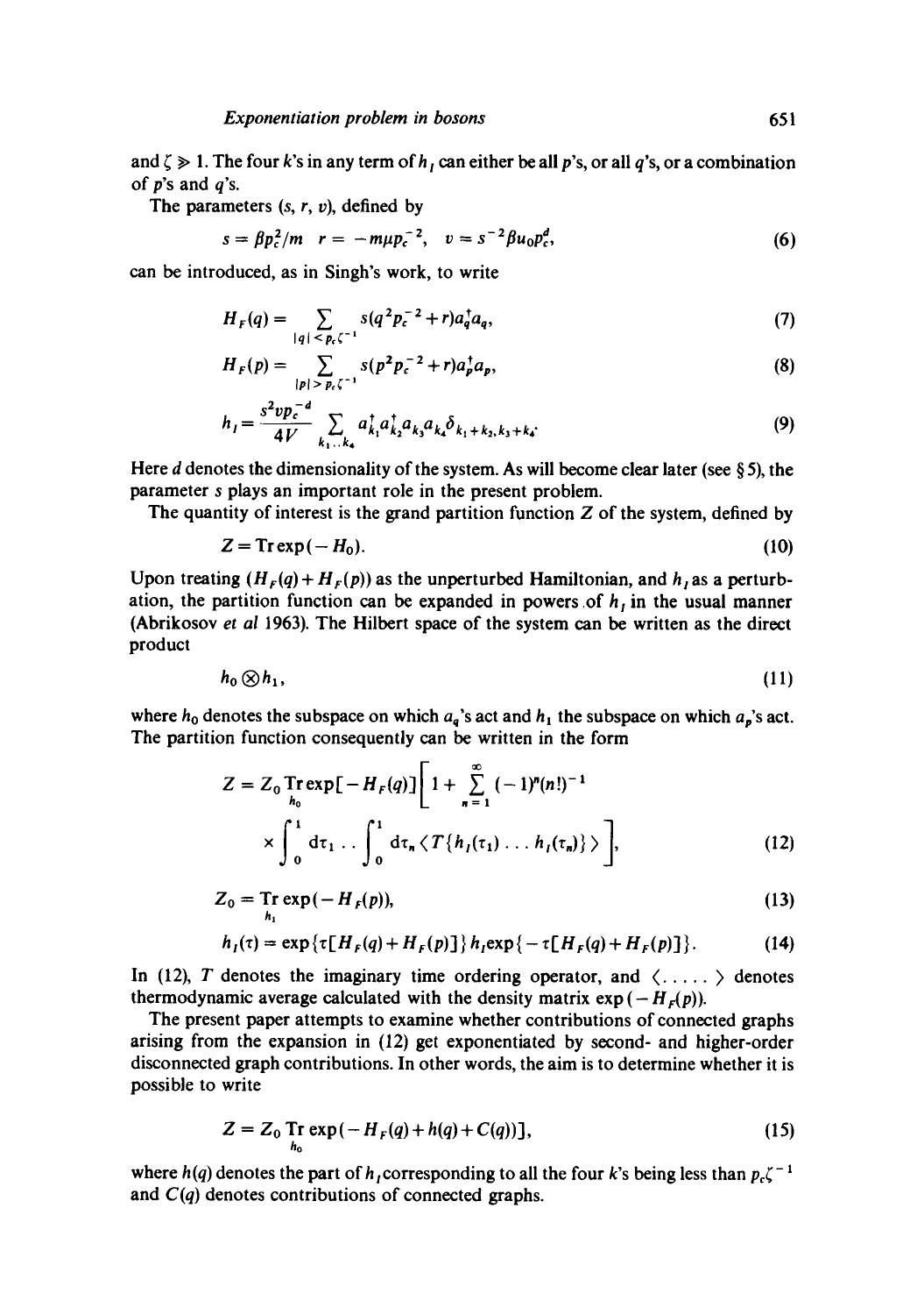and $\zeta \gg 1$. The four $k$'s in any term of $h_I$ can either be all $p$'s, or all $q$'s, or a combination of $p$'s and $q$'s.

The parameters $(s, r, v)$, defined by

$$s = \beta p_c^2/m \quad r = -m\mu p_c^{-2}, \quad v = s^{-2}\beta u_0 p_c^d, \tag{6}$$

can be introduced, as in Singh's work, to write

$$H_F(q) = \sum_{|q| < p_c\zeta^{-1}} s(q^2 p_c^{-2} + r) a_q^\dagger a_q, \tag{7}$$

$$H_F(p) = \sum_{|p| > p_c\zeta^{-1}} s(p^2 p_c^{-2} + r) a_p^\dagger a_p, \tag{8}$$

$$h_I = \frac{s^2 v p_c^{-d}}{4V} \sum_{k_1 \ldots k_4} a_{k_1}^\dagger a_{k_2}^\dagger a_{k_3} a_{k_4} \delta_{k_1 + k_2, k_3 + k_4}. \tag{9}$$

Here $d$ denotes the dimensionality of the system. As will become clear later (see § 5), the parameter $s$ plays an important role in the present problem.

The quantity of interest is the grand partition function $Z$ of the system, defined by

$$Z = \operatorname{Tr} \exp(-H_0). \tag{10}$$

Upon treating $(H_F(q) + H_F(p))$ as the unperturbed Hamiltonian, and $h_I$ as a perturbation, the partition function can be expanded in powers of $h_I$ in the usual manner (Abrikosov *et al* 1963). The Hilbert space of the system can be written as the direct product

$$h_0 \otimes h_1, \tag{11}$$

where $h_0$ denotes the subspace on which $a_q$'s act and $h_1$ the subspace on which $a_p$'s act. The partition function consequently can be written in the form

$$Z = Z_0 \operatorname*{Tr}_{h_0} \exp[-H_F(q)] \Bigg[ 1 + \sum_{n=1}^{\infty} (-1)^n (n!)^{-1} \times \int_0^1 \mathrm{d}\tau_1 \ldots \int_0^1 \mathrm{d}\tau_n \langle T\{h_I(\tau_1) \ldots h_I(\tau_n)\} \rangle \Bigg], \tag{12}$$

$$Z_0 = \operatorname*{Tr}_{h_1} \exp(-H_F(p)), \tag{13}$$

$$h_I(\tau) = \exp\{\tau[H_F(q) + H_F(p)]\} h_I \exp\{-\tau[H_F(q) + H_F(p)]\}. \tag{14}$$

In (12), $T$ denotes the imaginary time ordering operator, and $\langle \ldots\ldots \rangle$ denotes thermodynamic average calculated with the density matrix $\exp(-H_F(p))$.

The present paper attempts to examine whether contributions of connected graphs arising from the expansion in (12) get exponentiated by second- and higher-order disconnected graph contributions. In other words, the aim is to determine whether it is possible to write

$$Z = Z_0 \operatorname*{Tr}_{h_0} \exp(-H_F(q) + h(q) + C(q))], \tag{15}$$

where $h(q)$ denotes the part of $h_I$ corresponding to all the four $k$'s being less than $p_c\zeta^{-1}$ and $C(q)$ denotes contributions of connected graphs.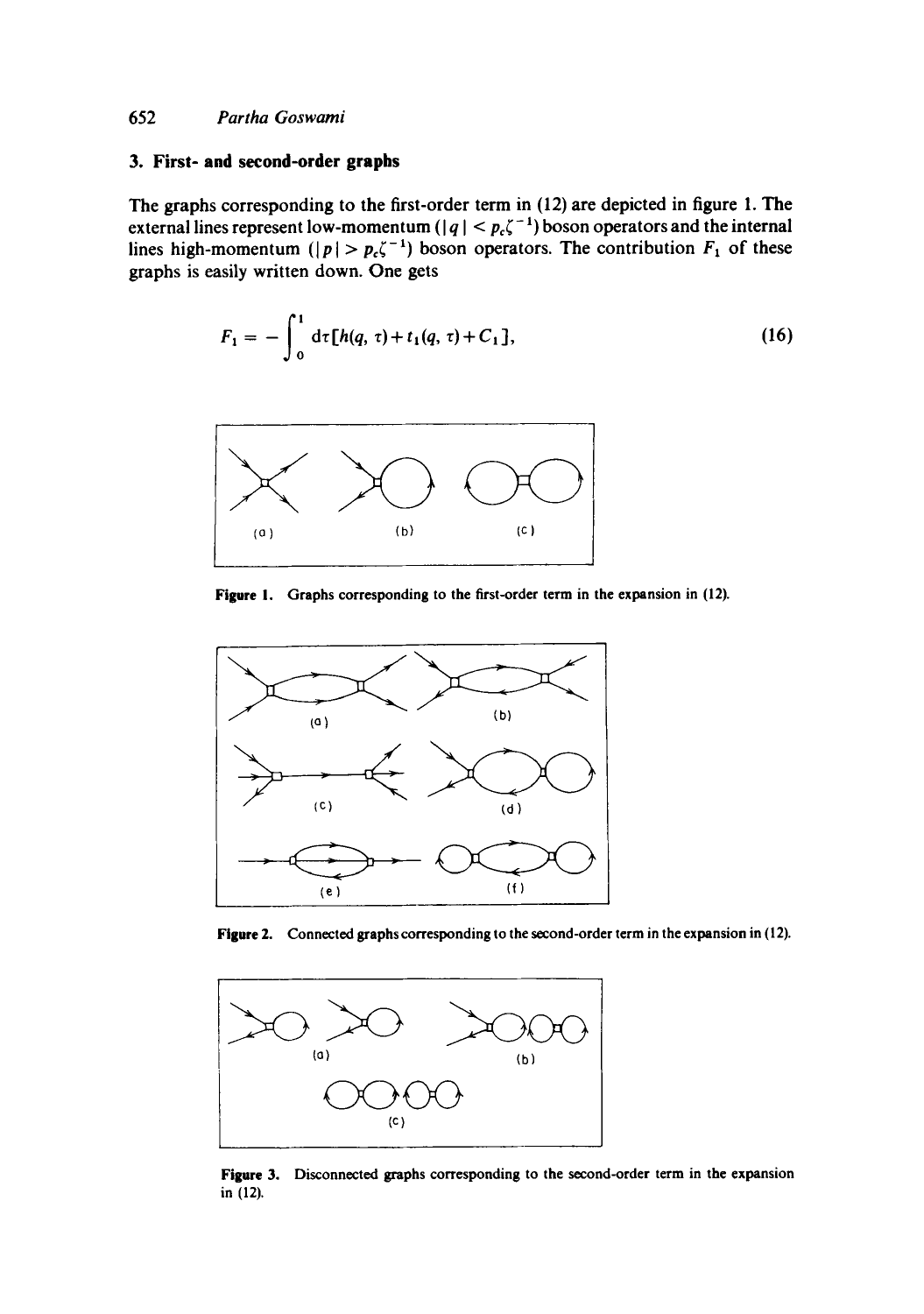## 3. First- and second-order graphs

The graphs corresponding to the first-order term in (12) are depicted in figure 1. The external lines represent low-momentum ($|q| < p_c\zeta^{-1}$) boson operators and the internal lines high-momentum ($|p| > p_c\zeta^{-1}$) boson operators. The contribution $F_1$ of these graphs is easily written down. One gets

$$F_1 = -\int_0^1 d\tau[h(q, \tau) + t_1(q, \tau) + C_1], \tag{16}$$

**Figure 1.** Graphs corresponding to the first-order term in the expansion in (12).

**Figure 2.** Connected graphs corresponding to the second-order term in the expansion in (12).

**Figure 3.** Disconnected graphs corresponding to the second-order term in the expansion in (12).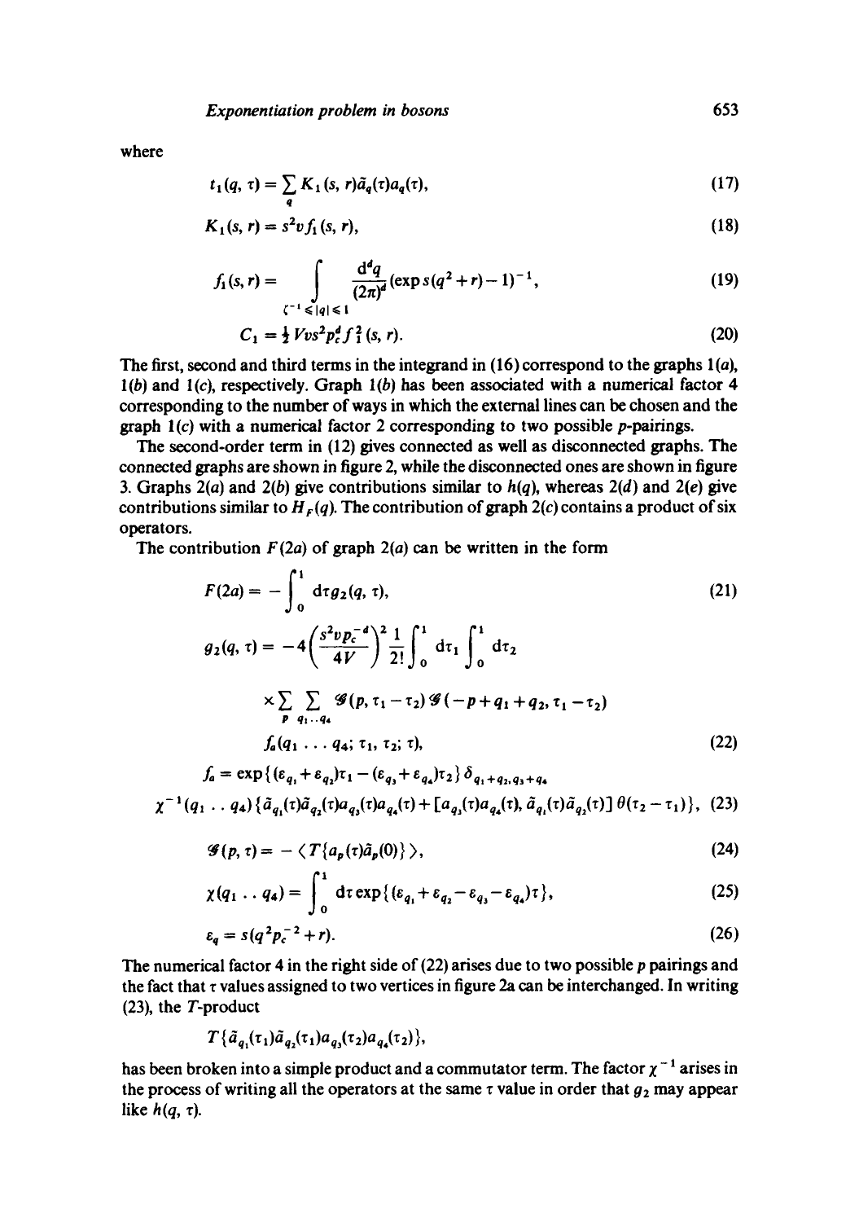where

$$t_1(q, \tau) = \sum_q K_1(s, r)\tilde{a}_q(\tau)a_q(\tau), \tag{17}$$

$$K_1(s, r) = s^2 v f_1(s, r), \tag{18}$$

$$f_1(s, r) = \int_{\zeta^{-1} \leqslant |q| \leqslant 1} \frac{d^d q}{(2\pi)^d} (\exp s(q^2 + r) - 1)^{-1}, \tag{19}$$

$$C_1 = \tfrac{1}{2} V v s^2 p_c^d f_1^2(s, r). \tag{20}$$

The first, second and third terms in the integrand in (16) correspond to the graphs 1(*a*), 1(*b*) and 1(*c*), respectively. Graph 1(*b*) has been associated with a numerical factor 4 corresponding to the number of ways in which the external lines can be chosen and the graph 1(*c*) with a numerical factor 2 corresponding to two possible *p*-pairings.

The second-order term in (12) gives connected as well as disconnected graphs. The connected graphs are shown in figure 2, while the disconnected ones are shown in figure 3. Graphs 2(*a*) and 2(*b*) give contributions similar to $h(q)$, whereas 2(*d*) and 2(*e*) give contributions similar to $H_F(q)$. The contribution of graph 2(*c*) contains a product of six operators.

The contribution $F(2a)$ of graph 2(*a*) can be written in the form

$$F(2a) = -\int_0^1 d\tau g_2(q, \tau), \tag{21}$$

$$g_2(q, \tau) = -4\left(\frac{s^2 v p_c^{-d}}{4V}\right)^2 \frac{1}{2!} \int_0^1 d\tau_1 \int_0^1 d\tau_2 \times \sum_p \sum_{q_1 \ldots q_4} \mathcal{G}(p, \tau_1 - \tau_2)\mathcal{G}(-p + q_1 + q_2, \tau_1 - \tau_2) f_a(q_1 \ldots q_4; \tau_1, \tau_2; \tau), \tag{22}$$

$$f_a = \exp\{(\varepsilon_{q_1} + \varepsilon_{q_2})\tau_1 - (\varepsilon_{q_3} + \varepsilon_{q_4})\tau_2\}\delta_{q_1+q_2, q_3+q_4} \chi^{-1}(q_1 \ldots q_4)\{\tilde{a}_{q_1}(\tau)\tilde{a}_{q_2}(\tau)a_{q_3}(\tau)a_{q_4}(\tau) + [a_{q_3}(\tau)a_{q_4}(\tau), \tilde{a}_{q_1}(\tau)\tilde{a}_{q_2}(\tau)]\,\theta(\tau_2 - \tau_1)\}, \tag{23}$$

$$\mathcal{G}(p, \tau) = -\langle T\{a_p(\tau)\tilde{a}_p(0)\}\rangle, \tag{24}$$

$$\chi(q_1 \ldots q_4) = \int_0^1 d\tau \exp\{(\varepsilon_{q_1} + \varepsilon_{q_2} - \varepsilon_{q_3} - \varepsilon_{q_4})\tau\}, \tag{25}$$

$$\varepsilon_q = s(q^2 p_c^{-2} + r). \tag{26}$$

The numerical factor 4 in the right side of (22) arises due to two possible *p* pairings and the fact that $\tau$ values assigned to two vertices in figure 2a can be interchanged. In writing (23), the *T*-product

$$T\{\tilde{a}_{q_1}(\tau_1)\tilde{a}_{q_2}(\tau_1)a_{q_3}(\tau_2)a_{q_4}(\tau_2)\},$$

has been broken into a simple product and a commutator term. The factor $\chi^{-1}$ arises in the process of writing all the operators at the same $\tau$ value in order that $g_2$ may appear like $h(q, \tau)$.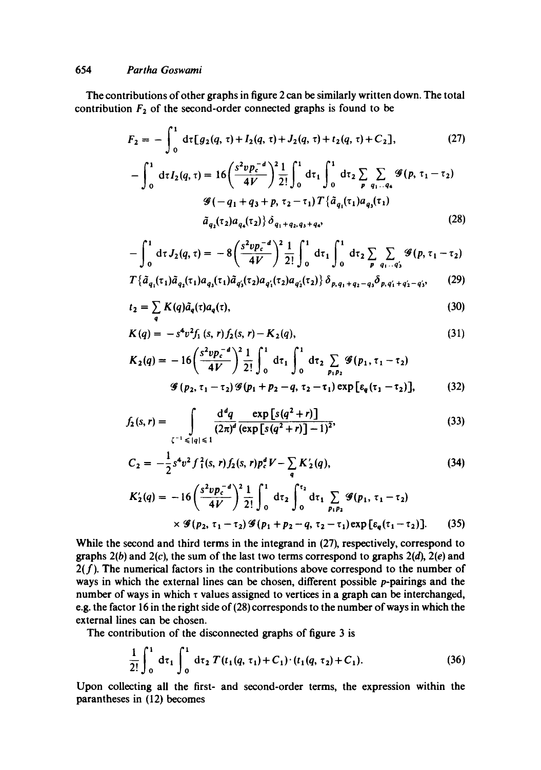The contributions of other graphs in figure 2 can be similarly written down. The total contribution $F_2$ of the second-order connected graphs is found to be

$$F_2 = -\int_0^1 d\tau[g_2(q,\tau) + I_2(q,\tau) + J_2(q,\tau) + t_2(q,\tau) + C_2], \tag{27}$$

$$-\int_0^1 d\tau I_2(q,\tau) = 16\left(\frac{s^2 v p_c^{-d}}{4V}\right)^2 \frac{1}{2!}\int_0^1 d\tau_1 \int_0^1 d\tau_2 \sum_p \sum_{q_1 \ldots q_4} \mathscr{G}(p, \tau_1 - \tau_2)$$
$$\mathscr{G}(-q_1 + q_3 + p, \tau_2 - \tau_1) T\{\tilde{a}_{q_1}(\tau_1) a_{q_3}(\tau_1)$$
$$\tilde{a}_{q_2}(\tau_2) a_{q_4}(\tau_2)\} \delta_{q_1+q_2, q_3+q_4}, \tag{28}$$

$$-\int_0^1 d\tau J_2(q,\tau) = -8\left(\frac{s^2 v p_c^{-d}}{4V}\right)^2 \frac{1}{2!}\int_0^1 d\tau_1 \int_0^1 d\tau_2 \sum_p \sum_{q_1 \ldots q_3'} \mathscr{G}(p, \tau_1 - \tau_2)$$
$$T\{\tilde{a}_{q_1}(\tau_1)\tilde{a}_{q_2}(\tau_1) a_{q_3}(\tau_1) \tilde{a}_{q_3'}(\tau_2) a_{q_1'}(\tau_2) a_{q_2'}(\tau_2)\} \delta_{p, q_1+q_2-q_3} \delta_{p, q_1'+q_2'-q_3'}, \tag{29}$$

$$t_2 = \sum_q K(q) \tilde{a}_q(\tau) a_q(\tau), \tag{30}$$

$$K(q) = -s^4 v^2 f_1(s,r) f_2(s,r) - K_2(q), \tag{31}$$

$$K_2(q) = -16\left(\frac{s^2 v p_c^{-d}}{4V}\right)^2 \frac{1}{2!}\int_0^1 d\tau_1 \int_0^1 d\tau_2 \sum_{p_1 p_2} \mathscr{G}(p_1, \tau_1 - \tau_2)$$
$$\mathscr{G}(p_2, \tau_1 - \tau_2) \mathscr{G}(p_1 + p_2 - q, \tau_2 - \tau_1) \exp[\varepsilon_q(\tau_1 - \tau_2)], \tag{32}$$

$$f_2(s,r) = \int_{\zeta^{-1} \leqslant |q| \leqslant 1} \frac{d^d q}{(2\pi)^d} \frac{\exp[s(q^2 + r)]}{(\exp[s(q^2+r)] - 1)^2}, \tag{33}$$

$$C_2 = -\frac{1}{2} s^4 v^2 f_1^2(s,r) f_2(s,r) p_c^d V - \sum_q K_2'(q), \tag{34}$$

$$K_2'(q) = -16\left(\frac{s^2 v p_c^{-d}}{4V}\right)^2 \frac{1}{2!}\int_0^1 d\tau_2 \int_0^{\tau_2} d\tau_1 \sum_{p_1 p_2} \mathscr{G}(p_1, \tau_1 - \tau_2)$$
$$\times \mathscr{G}(p_2, \tau_1 - \tau_2) \mathscr{G}(p_1 + p_2 - q, \tau_2 - \tau_1) \exp[\varepsilon_q(\tau_1 - \tau_2)]. \tag{35}$$

While the second and third terms in the integrand in (27), respectively, correspond to graphs 2(*b*) and 2(*c*), the sum of the last two terms correspond to graphs 2(*d*), 2(*e*) and 2(*f*). The numerical factors in the contributions above correspond to the number of ways in which the external lines can be chosen, different possible *p*-pairings and the number of ways in which $\tau$ values assigned to vertices in a graph can be interchanged, e.g. the factor 16 in the right side of (28) corresponds to the number of ways in which the external lines can be chosen.

The contribution of the disconnected graphs of figure 3 is

$$\frac{1}{2!}\int_0^1 d\tau_1 \int_0^1 d\tau_2 \, T(t_1(q,\tau_1) + C_1) \cdot (t_1(q,\tau_2) + C_1). \tag{36}$$

Upon collecting all the first- and second-order terms, the expression within the parantheses in (12) becomes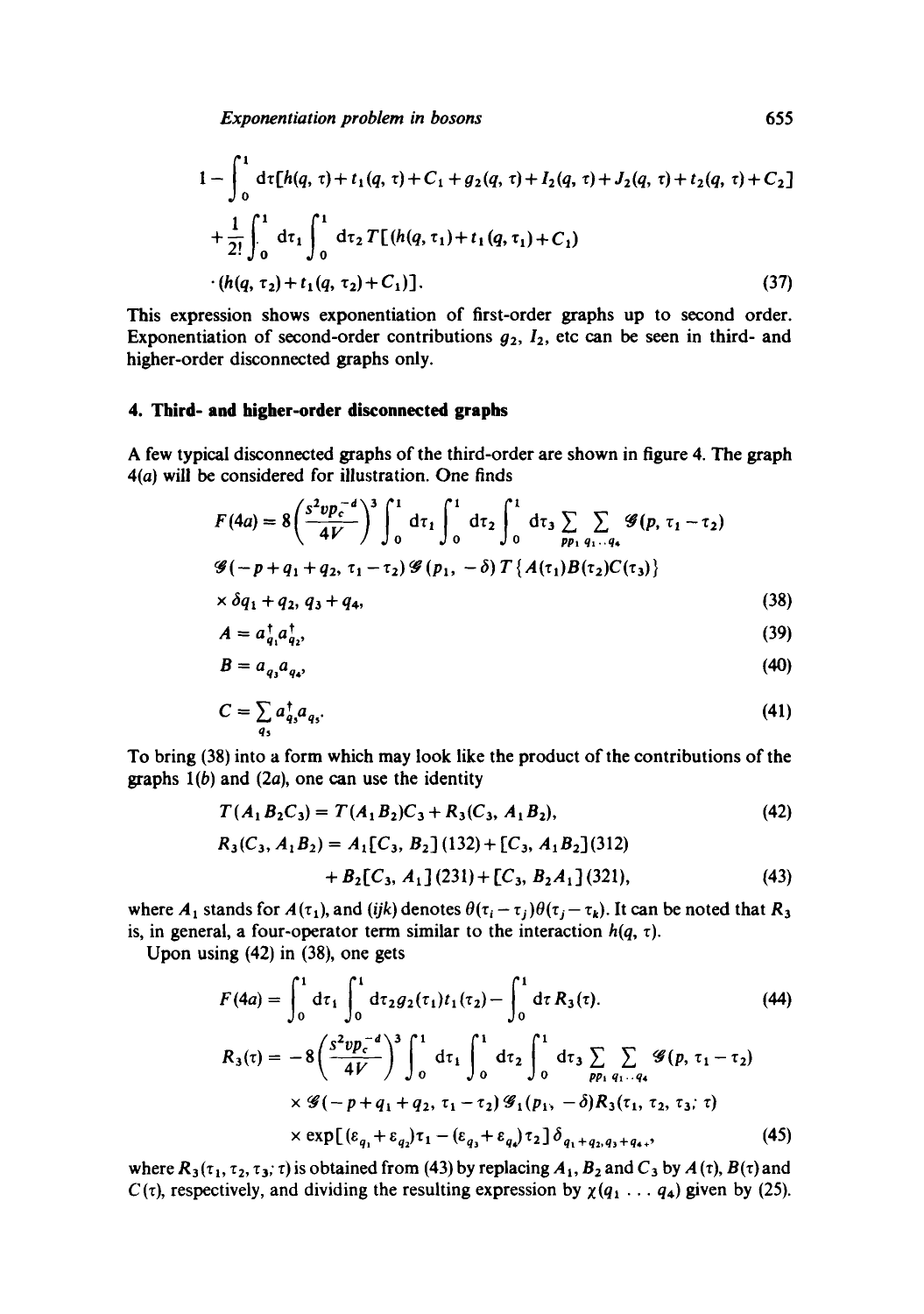$$1 - \int_0^1 \mathrm{d}\tau[h(q,\tau) + t_1(q,\tau) + C_1 + g_2(q,\tau) + I_2(q,\tau) + J_2(q,\tau) + t_2(q,\tau) + C_2]$$

$$+ \frac{1}{2!}\int_0^1 \mathrm{d}\tau_1 \int_0^1 \mathrm{d}\tau_2\, T[(h(q,\tau_1) + t_1(q,\tau_1) + C_1)$$

$$\cdot (h(q,\tau_2) + t_1(q,\tau_2) + C_1)]. \tag{37}$$

This expression shows exponentiation of first-order graphs up to second order. Exponentiation of second-order contributions $g_2$, $I_2$, etc can be seen in third- and higher-order disconnected graphs only.

## 4. Third- and higher-order disconnected graphs

A few typical disconnected graphs of the third-order are shown in figure 4. The graph 4(*a*) will be considered for illustration. One finds

$$F(4a) = 8\left(\frac{s^2 v p_c^{-d}}{4V}\right)^3 \int_0^1 \mathrm{d}\tau_1 \int_0^1 \mathrm{d}\tau_2 \int_0^1 \mathrm{d}\tau_3 \sum_{pp_1} \sum_{q_1 \ldots q_4} \mathscr{G}(p, \tau_1 - \tau_2)$$

$$\mathscr{G}(-p + q_1 + q_2, \tau_1 - \tau_2)\mathscr{G}(p_1, -\delta) T\{A(\tau_1)B(\tau_2)C(\tau_3)\}$$

$$\times \delta q_1 + q_2, q_3 + q_4, \tag{38}$$

$$A = a^\dagger_{q_1} a^\dagger_{q_2}, \tag{39}$$

$$B = a_{q_3} a_{q_4}, \tag{40}$$

$$C = \sum_{q_5} a^\dagger_{q_5} a_{q_5}. \tag{41}$$

To bring (38) into a form which may look like the product of the contributions of the graphs 1(*b*) and (2*a*), one can use the identity

$$T(A_1 B_2 C_3) = T(A_1 B_2)C_3 + R_3(C_3, A_1 B_2), \tag{42}$$

$$R_3(C_3, A_1 B_2) = A_1[C_3, B_2](132) + [C_3, A_1 B_2](312)$$
$$+ B_2[C_3, A_1](231) + [C_3, B_2 A_1](321), \tag{43}$$

where $A_1$ stands for $A(\tau_1)$, and $(ijk)$ denotes $\theta(\tau_i - \tau_j)\theta(\tau_j - \tau_k)$. It can be noted that $R_3$ is, in general, a four-operator term similar to the interaction $h(q, \tau)$.

Upon using (42) in (38), one gets

$$F(4a) = \int_0^1 \mathrm{d}\tau_1 \int_0^1 \mathrm{d}\tau_2 g_2(\tau_1) t_1(\tau_2) - \int_0^1 \mathrm{d}\tau\, R_3(\tau). \tag{44}$$

$$R_3(\tau) = -8\left(\frac{s^2 v p_c^{-d}}{4V}\right)^3 \int_0^1 \mathrm{d}\tau_1 \int_0^1 \mathrm{d}\tau_2 \int_0^1 \mathrm{d}\tau_3 \sum_{pp_1} \sum_{q_1 \ldots q_4} \mathscr{G}(p, \tau_1 - \tau_2)$$

$$\times \mathscr{G}(-p + q_1 + q_2, \tau_1 - \tau_2)\mathscr{G}_1(p_1, -\delta) R_3(\tau_1, \tau_2, \tau_3; \tau)$$

$$\times \exp[(\varepsilon_{q_1} + \varepsilon_{q_2})\tau_1 - (\varepsilon_{q_3} + \varepsilon_{q_4})\tau_2]\, \delta_{q_1 + q_2, q_3 + q_4 +}, \tag{45}$$

where $R_3(\tau_1, \tau_2, \tau_3; \tau)$ is obtained from (43) by replacing $A_1$, $B_2$ and $C_3$ by $A(\tau)$, $B(\tau)$ and $C(\tau)$, respectively, and dividing the resulting expression by $\chi(q_1 \ldots q_4)$ given by (25).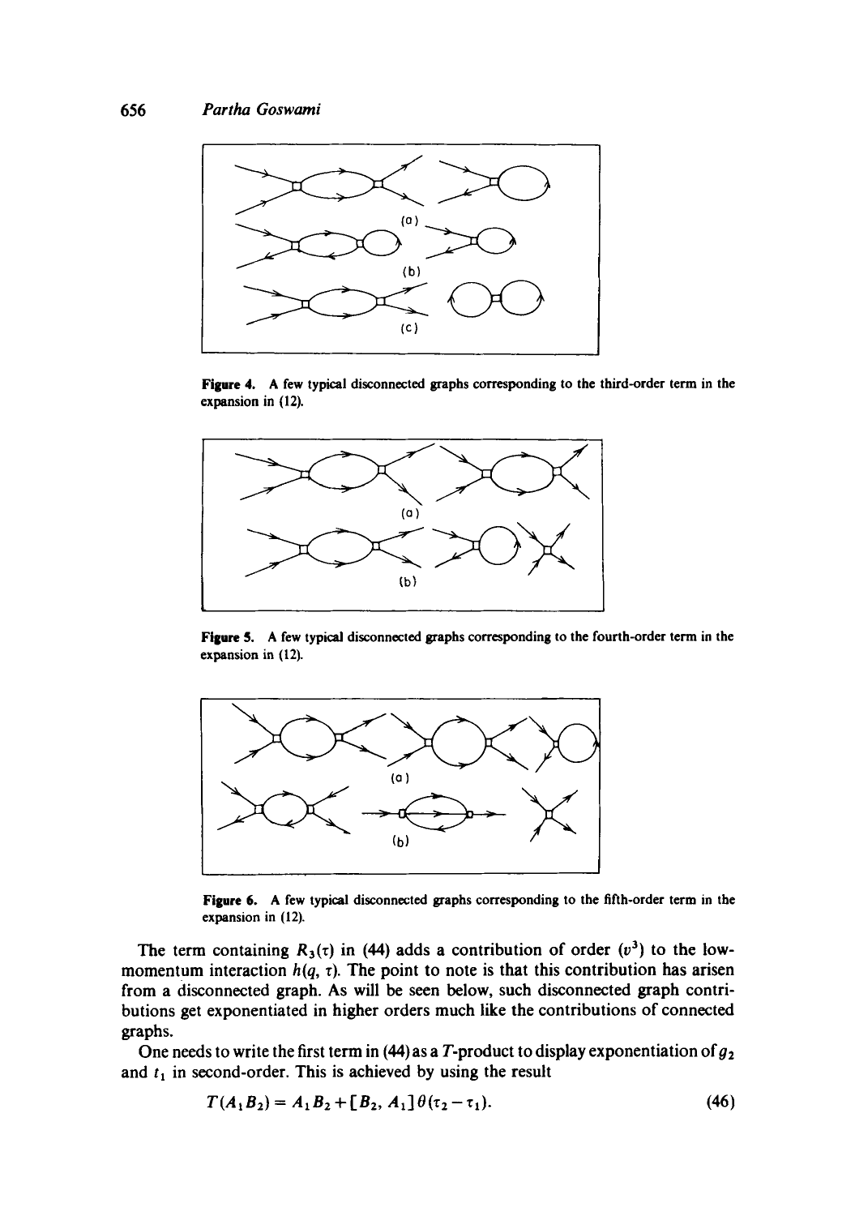Figure 4. A few typical disconnected graphs corresponding to the third-order term in the expansion in (12).

Figure 5. A few typical disconnected graphs corresponding to the fourth-order term in the expansion in (12).

Figure 6. A few typical disconnected graphs corresponding to the fifth-order term in the expansion in (12).

The term containing $R_3(\tau)$ in (44) adds a contribution of order $(v^3)$ to the low-momentum interaction $h(q, \tau)$. The point to note is that this contribution has arisen from a disconnected graph. As will be seen below, such disconnected graph contributions get exponentiated in higher orders much like the contributions of connected graphs.

One needs to write the first term in (44) as a $T$-product to display exponentiation of $g_2$ and $t_1$ in second-order. This is achieved by using the result

$$T(A_1 B_2) = A_1 B_2 + [B_2, A_1]\,\theta(\tau_2 - \tau_1). \tag{46}$$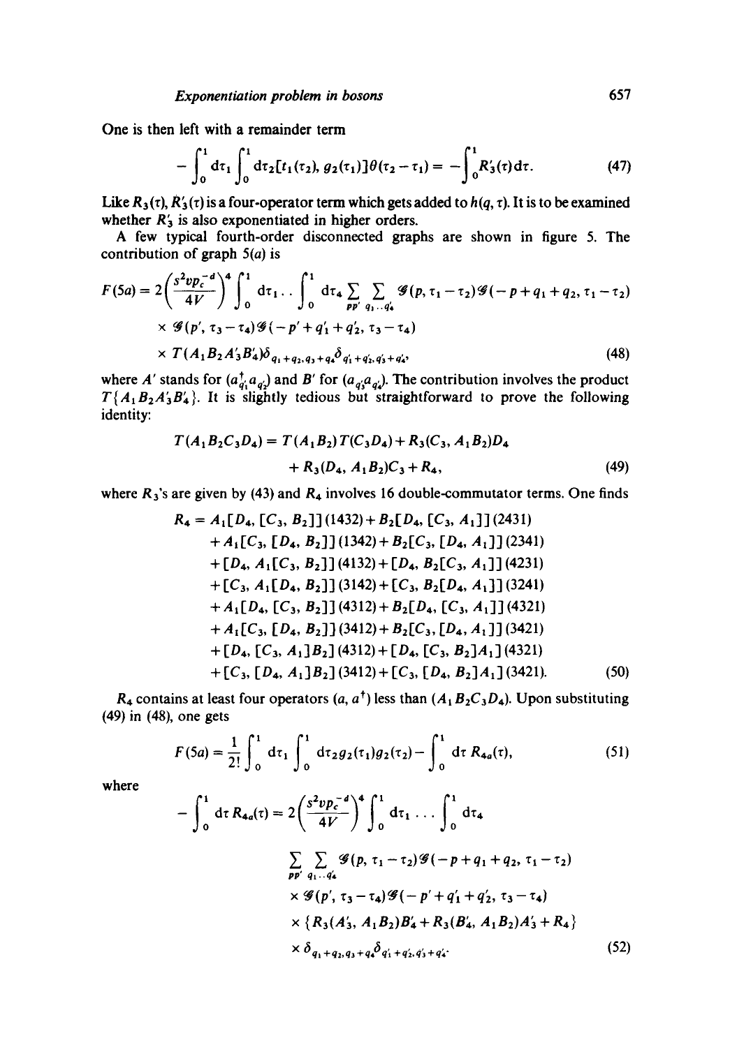One is then left with a remainder term

$$-\int_0^1 \mathrm{d}\tau_1 \int_0^1 \mathrm{d}\tau_2 [t_1(\tau_2), g_2(\tau_1)]\theta(\tau_2-\tau_1) = -\int_0^1 R_3'(\tau)\,\mathrm{d}\tau. \tag{47}$$

Like $R_3(\tau)$, $R_3'(\tau)$ is a four-operator term which gets added to $h(q,\tau)$. It is to be examined whether $R_3'$ is also exponentiated in higher orders.

A few typical fourth-order disconnected graphs are shown in figure 5. The contribution of graph 5(*a*) is

$$\begin{aligned}
F(5a) = 2\left(\frac{s^2 v p_c^{-d}}{4V}\right)^4 \int_0^1 \mathrm{d}\tau_1 \ldots \int_0^1 \mathrm{d}\tau_4 \sum_{pp'} \sum_{q_1 \ldots q_4'} \mathscr{G}(p, \tau_1-\tau_2)\mathscr{G}(-p+q_1+q_2, \tau_1-\tau_2) \\
\times \mathscr{G}(p', \tau_3-\tau_4)\mathscr{G}(-p'+q_1'+q_2', \tau_3-\tau_4) \\
\times T(A_1 B_2 A_3' B_4')\delta_{q_1+q_2, q_3+q_4}\delta_{q_1'+q_2', q_3'+q_4'},
\end{aligned} \tag{48}$$

where $A'$ stands for $(a^\dagger_{q_1'} a_{q_2'})$ and $B'$ for $(a_{q_3'} a_{q_4'})$. The contribution involves the product $T\{A_1 B_2 A_3' B_4'\}$. It is slightly tedious but straightforward to prove the following identity:

$$\begin{aligned}
T(A_1 B_2 C_3 D_4) = T(A_1 B_2) T(C_3 D_4) + R_3(C_3, A_1 B_2) D_4 \\
+ R_3(D_4, A_1 B_2) C_3 + R_4,
\end{aligned} \tag{49}$$

where $R_3$'s are given by (43) and $R_4$ involves 16 double-commutator terms. One finds

$$\begin{aligned}
R_4 = {} & A_1[D_4, [C_3, B_2]]\,(1432) + B_2[D_4, [C_3, A_1]]\,(2431) \\
& + A_1[C_3, [D_4, B_2]]\,(1342) + B_2[C_3, [D_4, A_1]]\,(2341) \\
& + [D_4, A_1[C_3, B_2]]\,(4132) + [D_4, B_2[C_3, A_1]]\,(4231) \\
& + [C_3, A_1[D_4, B_2]]\,(3142) + [C_3, B_2[D_4, A_1]]\,(3241) \\
& + A_1[D_4, [C_3, B_2]]\,(4312) + B_2[D_4, [C_3, A_1]]\,(4321) \\
& + A_1[C_3, [D_4, B_2]]\,(3412) + B_2[C_3, [D_4, A_1]]\,(3421) \\
& + [D_4, [C_3, A_1]B_2]\,(4312) + [D_4, [C_3, B_2]A_1]\,(4321) \\
& + [C_3, [D_4, A_1]B_2]\,(3412) + [C_3, [D_4, B_2]A_1]\,(3421).
\end{aligned} \tag{50}$$

$R_4$ contains at least four operators $(a, a^\dagger)$ less than $(A_1 B_2 C_3 D_4)$. Upon substituting (49) in (48), one gets

$$F(5a) = \frac{1}{2!}\int_0^1 \mathrm{d}\tau_1 \int_0^1 \mathrm{d}\tau_2\, g_2(\tau_1) g_2(\tau_2) - \int_0^1 \mathrm{d}\tau\, R_{4a}(\tau), \tag{51}$$

where

$$\begin{aligned}
-\int_0^1 \mathrm{d}\tau\, R_{4a}(\tau) = 2\left(\frac{s^2 v p_c^{-d}}{4V}\right)^4 \int_0^1 \mathrm{d}\tau_1 \ldots \int_0^1 \mathrm{d}\tau_4 \\
\sum_{pp'} \sum_{q_1 \ldots q_4'} \mathscr{G}(p, \tau_1-\tau_2)\mathscr{G}(-p+q_1+q_2, \tau_1-\tau_2) \\
\times \mathscr{G}(p', \tau_3-\tau_4)\mathscr{G}(-p'+q_1'+q_2', \tau_3-\tau_4) \\
\times \{R_3(A_3', A_1 B_2) B_4' + R_3(B_4', A_1 B_2) A_3' + R_4\} \\
\times \delta_{q_1+q_2, q_3+q_4}\delta_{q_1'+q_2', q_3'+q_4'}.
\end{aligned} \tag{52}$$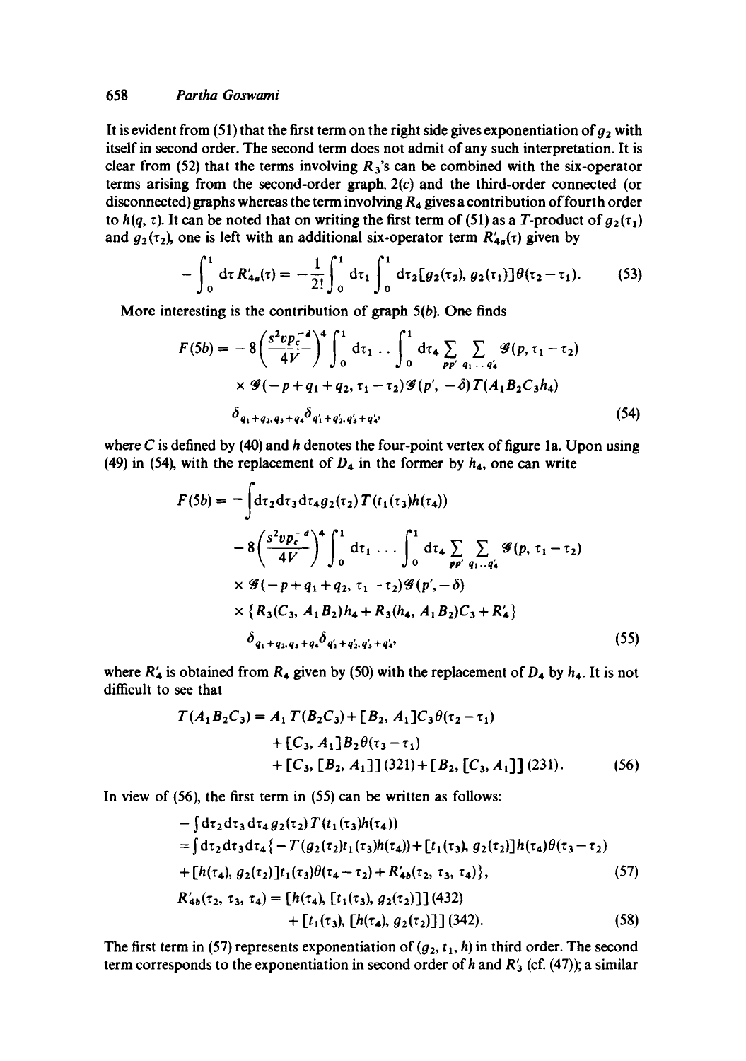It is evident from (51) that the first term on the right side gives exponentiation of $g_2$ with itself in second order. The second term does not admit of any such interpretation. It is clear from (52) that the terms involving $R_3$'s can be combined with the six-operator terms arising from the second-order graph 2(c) and the third-order connected (or disconnected) graphs whereas the term involving $R_4$ gives a contribution of fourth order to $h(q, \tau)$. It can be noted that on writing the first term of (51) as a $T$-product of $g_2(\tau_1)$ and $g_2(\tau_2)$, one is left with an additional six-operator term $R'_{4a}(\tau)$ given by

$$-\int_0^1 \mathrm{d}\tau \, R'_{4a}(\tau) = -\frac{1}{2!}\int_0^1 \mathrm{d}\tau_1 \int_0^1 \mathrm{d}\tau_2 [g_2(\tau_2), g_2(\tau_1)]\theta(\tau_2 - \tau_1). \tag{53}$$

More interesting is the contribution of graph 5(b). One finds

$$F(5b) = -8\left(\frac{s^2 v p_c^{-d}}{4V}\right)^4 \int_0^1 \mathrm{d}\tau_1 \ldots \int_0^1 \mathrm{d}\tau_4 \sum_{pp'} \sum_{q_1 \ldots q'_4} \mathscr{G}(p, \tau_1 - \tau_2)$$
$$\times \mathscr{G}(-p + q_1 + q_2, \tau_1 - \tau_2)\mathscr{G}(p', -\delta) T(A_1 B_2 C_3 h_4)$$
$$\delta_{q_1 + q_2, q_3 + q_4} \delta_{q'_1 + q'_2, q'_3 + q'_4} \tag{54}$$

where $C$ is defined by (40) and $h$ denotes the four-point vertex of figure 1a. Upon using (49) in (54), with the replacement of $D_4$ in the former by $h_4$, one can write

$$F(5b) = -\int \mathrm{d}\tau_2 \mathrm{d}\tau_3 \mathrm{d}\tau_4 g_2(\tau_2) T(t_1(\tau_3) h(\tau_4))$$
$$-8\left(\frac{s^2 v p_c^{-d}}{4V}\right)^4 \int_0^1 \mathrm{d}\tau_1 \ldots \int_0^1 \mathrm{d}\tau_4 \sum_{pp'} \sum_{q_1 \ldots q'_4} \mathscr{G}(p, \tau_1 - \tau_2)$$
$$\times \mathscr{G}(-p + q_1 + q_2, \tau_1 - \tau_2)\mathscr{G}(p', -\delta)$$
$$\times \{R_3(C_3, A_1 B_2) h_4 + R_3(h_4, A_1 B_2) C_3 + R'_4\}$$
$$\delta_{q_1 + q_2, q_3 + q_4} \delta_{q'_1 + q'_2, q'_3 + q'_4} \tag{55}$$

where $R'_4$ is obtained from $R_4$ given by (50) with the replacement of $D_4$ by $h_4$. It is not difficult to see that

$$T(A_1 B_2 C_3) = A_1 T(B_2 C_3) + [B_2, A_1] C_3 \theta(\tau_2 - \tau_1)$$
$$+ [C_3, A_1] B_2 \theta(\tau_3 - \tau_1)$$
$$+ [C_3, [B_2, A_1]] (321) + [B_2, [C_3, A_1]] (231). \tag{56}$$

In view of (56), the first term in (55) can be written as follows:

$$- \int \mathrm{d}\tau_2 \mathrm{d}\tau_3 \mathrm{d}\tau_4 g_2(\tau_2) T(t_1(\tau_3) h(\tau_4))$$
$$= \int \mathrm{d}\tau_2 \mathrm{d}\tau_3 \mathrm{d}\tau_4 \{ -T(g_2(\tau_2) t_1(\tau_3) h(\tau_4)) + [t_1(\tau_3), g_2(\tau_2)] h(\tau_4) \theta(\tau_3 - \tau_2)$$
$$+ [h(\tau_4), g_2(\tau_2)] t_1(\tau_3) \theta(\tau_4 - \tau_2) + R'_{4b}(\tau_2, \tau_3, \tau_4)\}, \tag{57}$$

$$R'_{4b}(\tau_2, \tau_3, \tau_4) = [h(\tau_4), [t_1(\tau_3), g_2(\tau_2)]] (432)$$
$$+ [t_1(\tau_3), [h(\tau_4), g_2(\tau_2)]] (342). \tag{58}$$

The first term in (57) represents exponentiation of $(g_2, t_1, h)$ in third order. The second term corresponds to the exponentiation in second order of $h$ and $R'_3$ (cf. (47)); a similar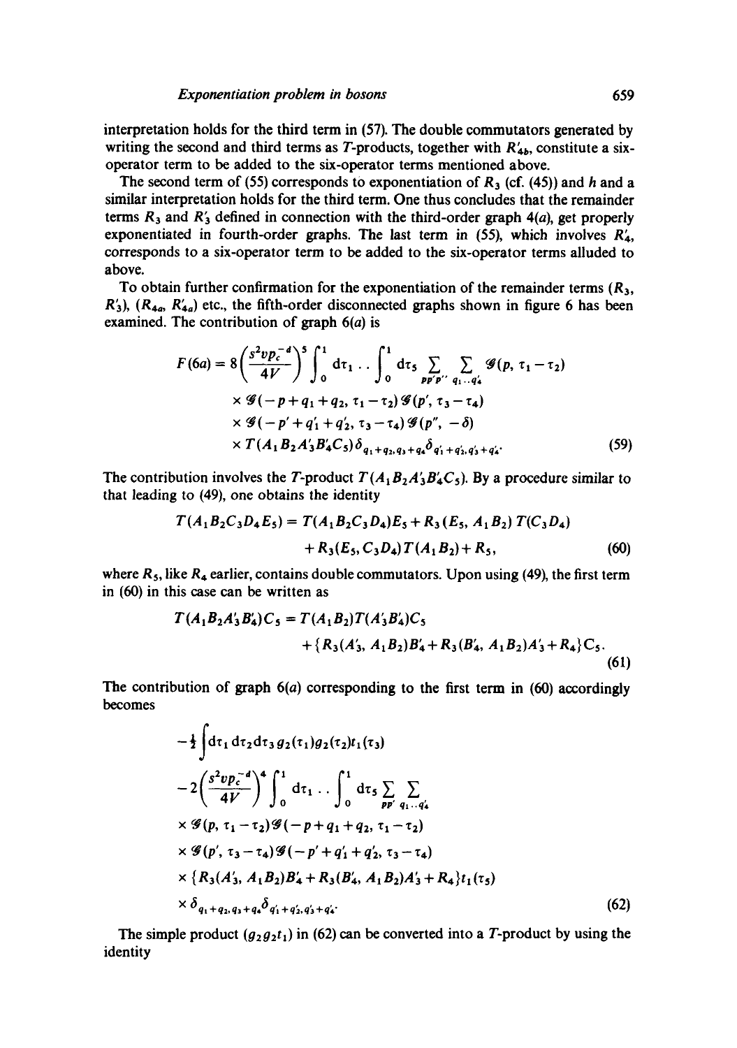interpretation holds for the third term in (57). The double commutators generated by writing the second and third terms as $T$-products, together with $R'_{4b}$, constitute a six-operator term to be added to the six-operator terms mentioned above.

The second term of (55) corresponds to exponentiation of $R_3$ (cf. (45)) and $h$ and a similar interpretation holds for the third term. One thus concludes that the remainder terms $R_3$ and $R'_3$ defined in connection with the third-order graph 4($a$), get properly exponentiated in fourth-order graphs. The last term in (55), which involves $R'_4$, corresponds to a six-operator term to be added to the six-operator terms alluded to above.

To obtain further confirmation for the exponentiation of the remainder terms ($R_3$, $R'_3$), ($R_{4a}$, $R'_{4a}$) etc., the fifth-order disconnected graphs shown in figure 6 has been examined. The contribution of graph 6($a$) is

$$
\begin{aligned}
F(6a) = 8\left(\frac{s^2 v p_c^{-d}}{4V}\right)^5 \int_0^1 \mathrm{d}\tau_1 \ldots \int_0^1 \mathrm{d}\tau_5 \sum_{pp'p''} \sum_{q_1 \ldots q'_4} &\mathscr{G}(p, \tau_1-\tau_2) \\
\times\, \mathscr{G}(-p+q_1+q_2, \tau_1-\tau_2)&\mathscr{G}(p', \tau_3-\tau_4) \\
\times\, \mathscr{G}(-p'+q'_1+q'_2, \tau_3-\tau_4)&\mathscr{G}(p'', -\delta) \\
\times\, T(A_1 B_2 A'_3 B'_4 C_5)&\delta_{q_1+q_2, q_3+q_4}\delta_{q'_1+q'_2, q'_3+q'_4}.
\end{aligned} \tag{59}
$$

The contribution involves the $T$-product $T(A_1 B_2 A'_3 B'_4 C_5)$. By a procedure similar to that leading to (49), one obtains the identity

$$
\begin{aligned}
T(A_1 B_2 C_3 D_4 E_5) = {} & T(A_1 B_2 C_3 D_4) E_5 + R_3(E_5, A_1 B_2)\, T(C_3 D_4) \\
& + R_3(E_5, C_3 D_4) T(A_1 B_2) + R_5,
\end{aligned} \tag{60}
$$

where $R_5$, like $R_4$ earlier, contains double commutators. Upon using (49), the first term in (60) in this case can be written as

$$
\begin{aligned}
T(A_1 B_2 A'_3 B'_4) C_5 = {} & T(A_1 B_2) T(A'_3 B'_4) C_5 \\
& + \{R_3(A'_3, A_1 B_2) B'_4 + R_3(B'_4, A_1 B_2) A'_3 + R_4\} C_5.
\end{aligned} \tag{61}
$$

The contribution of graph 6($a$) corresponding to the first term in (60) accordingly becomes

$$
\begin{aligned}
& -\tfrac{1}{2} \int \mathrm{d}\tau_1\, \mathrm{d}\tau_2\, \mathrm{d}\tau_3\, g_2(\tau_1) g_2(\tau_2) t_1(\tau_3) \\
& - 2\left(\frac{s^2 v p_c^{-d}}{4V}\right)^4 \int_0^1 \mathrm{d}\tau_1 \ldots \int_0^1 \mathrm{d}\tau_5 \sum_{pp'} \sum_{q_1 \ldots q'_4} \\
& \times \mathscr{G}(p, \tau_1-\tau_2) \mathscr{G}(-p+q_1+q_2, \tau_1-\tau_2) \\
& \times \mathscr{G}(p', \tau_3-\tau_4) \mathscr{G}(-p'+q'_1+q'_2, \tau_3-\tau_4) \\
& \times \{R_3(A'_3, A_1 B_2) B'_4 + R_3(B'_4, A_1 B_2) A'_3 + R_4\} t_1(\tau_5) \\
& \times \delta_{q_1+q_2, q_3+q_4} \delta_{q'_1+q'_2, q'_3+q'_4}.
\end{aligned} \tag{62}
$$

The simple product ($g_2 g_2 t_1$) in (62) can be converted into a $T$-product by using the identity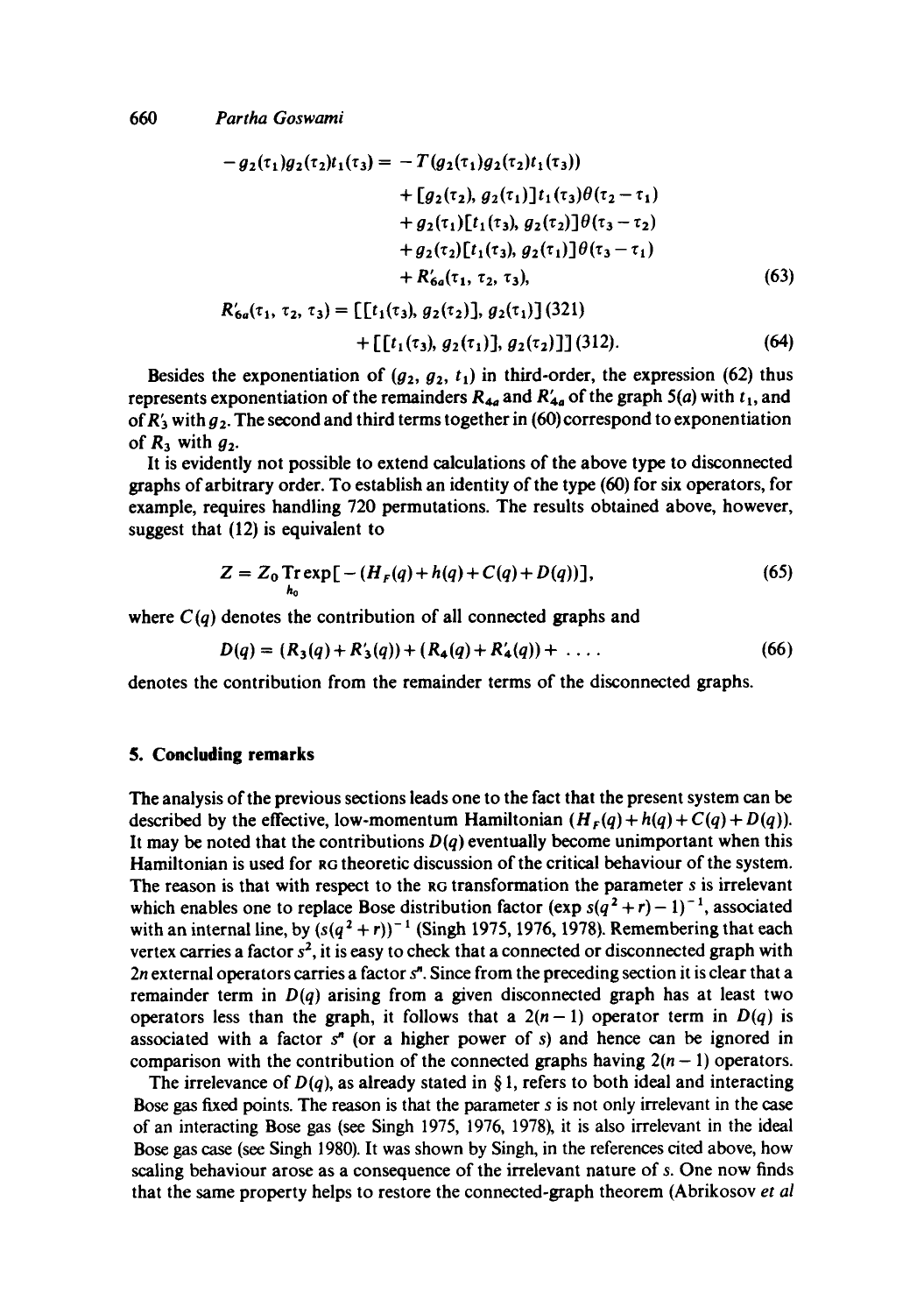$$
\begin{aligned}
-g_2(\tau_1)g_2(\tau_2)t_1(\tau_3) = &- T(g_2(\tau_1)g_2(\tau_2)t_1(\tau_3)) \\
&+ [g_2(\tau_2), g_2(\tau_1)]t_1(\tau_3)\theta(\tau_2 - \tau_1) \\
&+ g_2(\tau_1)[t_1(\tau_3), g_2(\tau_2)]\theta(\tau_3 - \tau_2) \\
&+ g_2(\tau_2)[t_1(\tau_3), g_2(\tau_1)]\theta(\tau_3 - \tau_1) \\
&+ R'_{6a}(\tau_1, \tau_2, \tau_3),
\end{aligned}
\tag{63}
$$

$$
\begin{aligned}
R'_{6a}(\tau_1, \tau_2, \tau_3) = &\,[[t_1(\tau_3), g_2(\tau_2)], g_2(\tau_1)]\,(321) \\
&+ [[t_1(\tau_3), g_2(\tau_1)], g_2(\tau_2)]]\,(312).
\end{aligned}
\tag{64}
$$

Besides the exponentiation of $(g_2, g_2, t_1)$ in third-order, the expression (62) thus represents exponentiation of the remainders $R_{4a}$ and $R'_{4a}$ of the graph 5(*a*) with $t_1$, and of $R'_3$ with $g_2$. The second and third terms together in (60) correspond to exponentiation of $R_3$ with $g_2$.

It is evidently not possible to extend calculations of the above type to disconnected graphs of arbitrary order. To establish an identity of the type (60) for six operators, for example, requires handling 720 permutations. The results obtained above, however, suggest that (12) is equivalent to

$$
Z = Z_0 \operatorname*{Tr}_{h_0} \exp[-(H_F(q) + h(q) + C(q) + D(q))],
\tag{65}
$$

where $C(q)$ denotes the contribution of all connected graphs and

$$
D(q) = (R_3(q) + R'_3(q)) + (R_4(q) + R'_4(q)) + \ldots .
\tag{66}
$$

denotes the contribution from the remainder terms of the disconnected graphs.

## 5. Concluding remarks

The analysis of the previous sections leads one to the fact that the present system can be described by the effective, low-momentum Hamiltonian $(H_F(q) + h(q) + C(q) + D(q))$. It may be noted that the contributions $D(q)$ eventually become unimportant when this Hamiltonian is used for RG theoretic discussion of the critical behaviour of the system. The reason is that with respect to the RG transformation the parameter $s$ is irrelevant which enables one to replace Bose distribution factor $(\exp s(q^2 + r) - 1)^{-1}$, associated with an internal line, by $(s(q^2 + r))^{-1}$ (Singh 1975, 1976, 1978). Remembering that each vertex carries a factor $s^2$, it is easy to check that a connected or disconnected graph with $2n$ external operators carries a factor $s^n$. Since from the preceding section it is clear that a remainder term in $D(q)$ arising from a given disconnected graph has at least two operators less than the graph, it follows that a $2(n-1)$ operator term in $D(q)$ is associated with a factor $s^n$ (or a higher power of $s$) and hence can be ignored in comparison with the contribution of the connected graphs having $2(n-1)$ operators.

The irrelevance of $D(q)$, as already stated in § 1, refers to both ideal and interacting Bose gas fixed points. The reason is that the parameter $s$ is not only irrelevant in the case of an interacting Bose gas (see Singh 1975, 1976, 1978), it is also irrelevant in the ideal Bose gas case (see Singh 1980). It was shown by Singh, in the references cited above, how scaling behaviour arose as a consequence of the irrelevant nature of $s$. One now finds that the same property helps to restore the connected-graph theorem (Abrikosov *et al*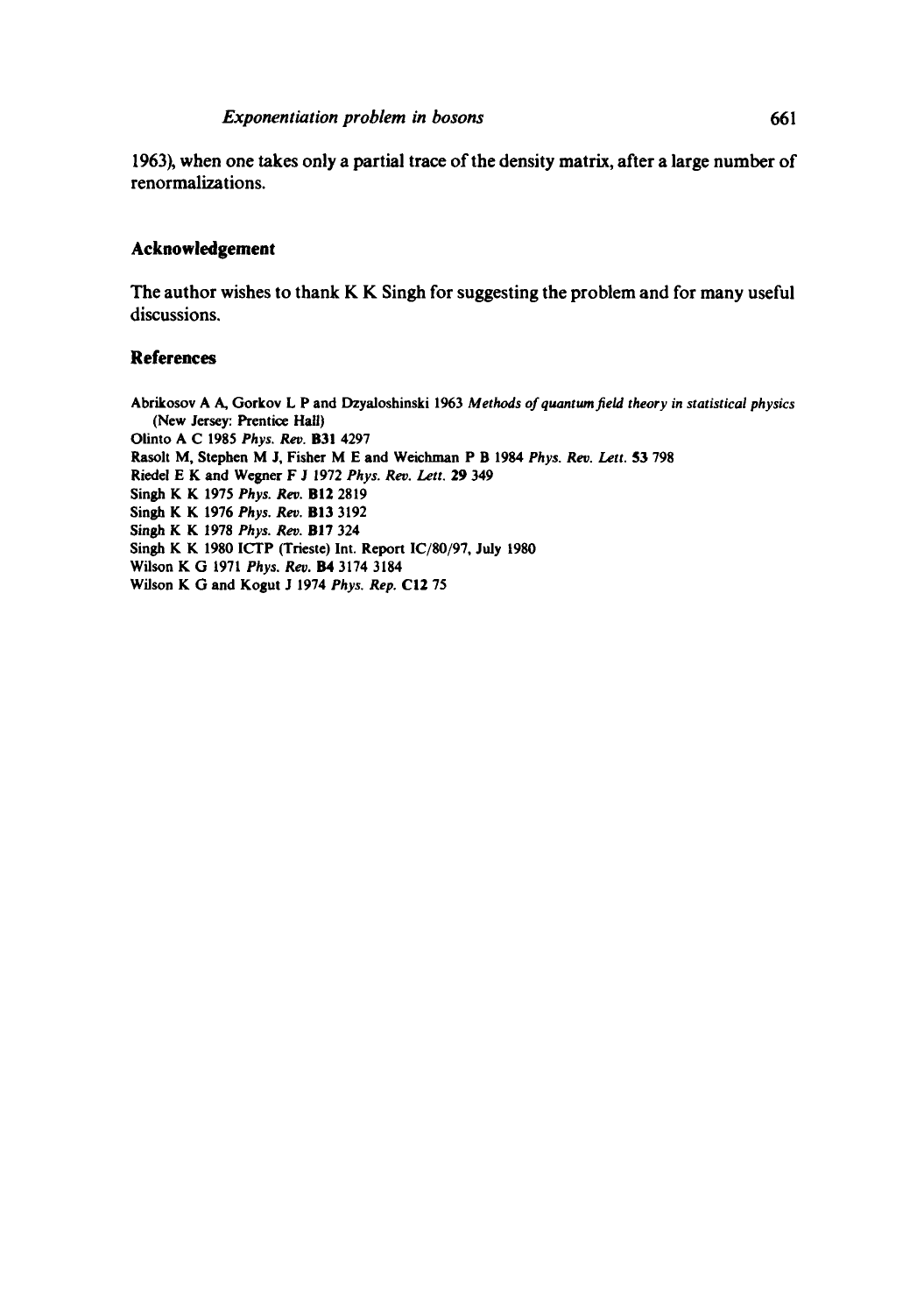1963), when one takes only a partial trace of the density matrix, after a large number of renormalizations.

## Acknowledgement

The author wishes to thank K K Singh for suggesting the problem and for many useful discussions.

## References

Abrikosov A A, Gorkov L P and Dzyaloshinski 1963 *Methods of quantum field theory in statistical physics* (New Jersey: Prentice Hall)
Olinto A C 1985 *Phys. Rev.* **B31** 4297
Rasolt M, Stephen M J, Fisher M E and Weichman P B 1984 *Phys. Rev. Lett.* **53** 798
Riedel E K and Wegner F J 1972 *Phys. Rev. Lett.* **29** 349
Singh K K 1975 *Phys. Rev.* **B12** 2819
Singh K K 1976 *Phys. Rev.* **B13** 3192
Singh K K 1978 *Phys. Rev.* **B17** 324
Singh K K 1980 ICTP (Trieste) Int. Report IC/80/97, July 1980
Wilson K G 1971 *Phys. Rev.* **B4** 3174 3184
Wilson K G and Kogut J 1974 *Phys. Rep.* **C12** 75